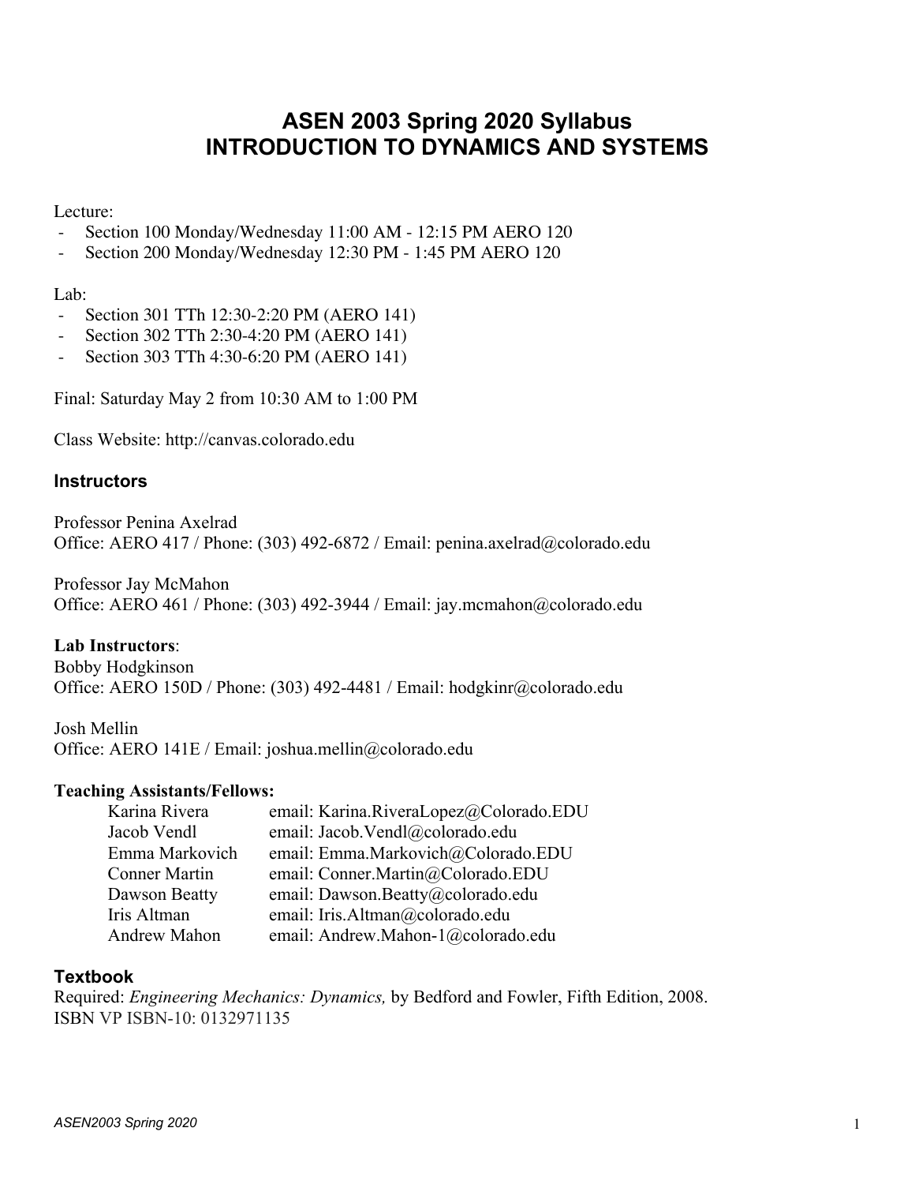# ASEN 2003 Spring 2020 Syllabus
# INTRODUCTION TO DYNAMICS AND SYSTEMS

Lecture:

- Section 100 Monday/Wednesday 11:00 AM - 12:15 PM AERO 120
- Section 200 Monday/Wednesday 12:30 PM - 1:45 PM AERO 120

Lab:

- Section 301 TTh 12:30-2:20 PM (AERO 141)
- Section 302 TTh 2:30-4:20 PM (AERO 141)
- Section 303 TTh 4:30-6:20 PM (AERO 141)

Final: Saturday May 2 from 10:30 AM to 1:00 PM

Class Website: http://canvas.colorado.edu

## Instructors

Professor Penina Axelrad
Office: AERO 417 / Phone: (303) 492-6872 / Email: penina.axelrad@colorado.edu

Professor Jay McMahon
Office: AERO 461 / Phone: (303) 492-3944 / Email: jay.mcmahon@colorado.edu

**Lab Instructors**:
Bobby Hodgkinson
Office: AERO 150D / Phone: (303) 492-4481 / Email: hodgkinr@colorado.edu

Josh Mellin
Office: AERO 141E / Email: joshua.mellin@colorado.edu

**Teaching Assistants/Fellows:**

| | |
|---|---|
| Karina Rivera | email: Karina.RiveraLopez@Colorado.EDU |
| Jacob Vendl | email: Jacob.Vendl@colorado.edu |
| Emma Markovich | email: Emma.Markovich@Colorado.EDU |
| Conner Martin | email: Conner.Martin@Colorado.EDU |
| Dawson Beatty | email: Dawson.Beatty@colorado.edu |
| Iris Altman | email: Iris.Altman@colorado.edu |
| Andrew Mahon | email: Andrew.Mahon-1@colorado.edu |

## Textbook

Required: *Engineering Mechanics: Dynamics,* by Bedford and Fowler, Fifth Edition, 2008.
ISBN VP ISBN-10: 0132971135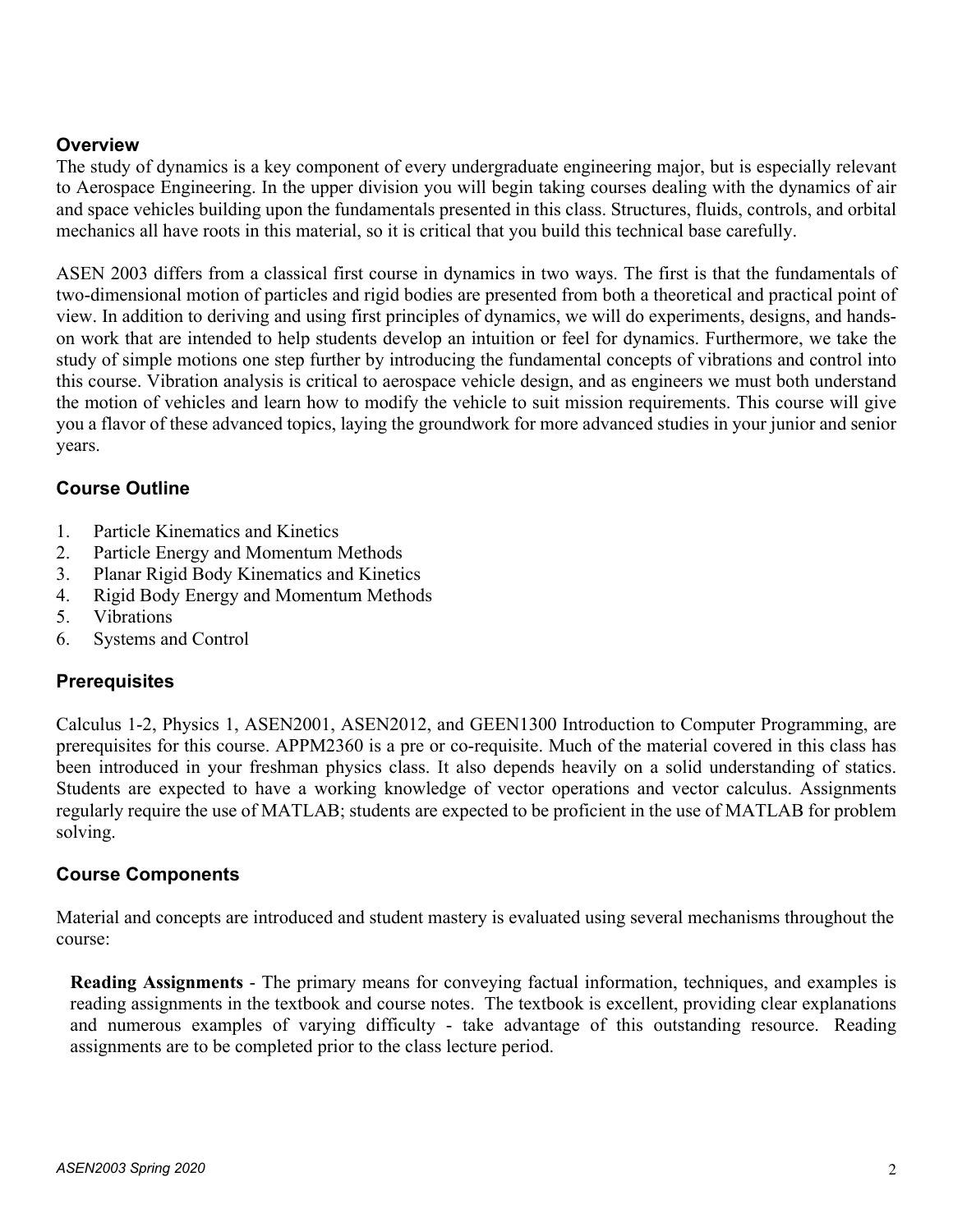## Overview

The study of dynamics is a key component of every undergraduate engineering major, but is especially relevant to Aerospace Engineering. In the upper division you will begin taking courses dealing with the dynamics of air and space vehicles building upon the fundamentals presented in this class. Structures, fluids, controls, and orbital mechanics all have roots in this material, so it is critical that you build this technical base carefully.

ASEN 2003 differs from a classical first course in dynamics in two ways. The first is that the fundamentals of two-dimensional motion of particles and rigid bodies are presented from both a theoretical and practical point of view. In addition to deriving and using first principles of dynamics, we will do experiments, designs, and hands-on work that are intended to help students develop an intuition or feel for dynamics. Furthermore, we take the study of simple motions one step further by introducing the fundamental concepts of vibrations and control into this course. Vibration analysis is critical to aerospace vehicle design, and as engineers we must both understand the motion of vehicles and learn how to modify the vehicle to suit mission requirements. This course will give you a flavor of these advanced topics, laying the groundwork for more advanced studies in your junior and senior years.

## Course Outline

1. Particle Kinematics and Kinetics
2. Particle Energy and Momentum Methods
3. Planar Rigid Body Kinematics and Kinetics
4. Rigid Body Energy and Momentum Methods
5. Vibrations
6. Systems and Control

## Prerequisites

Calculus 1-2, Physics 1, ASEN2001, ASEN2012, and GEEN1300 Introduction to Computer Programming, are prerequisites for this course. APPM2360 is a pre or co-requisite. Much of the material covered in this class has been introduced in your freshman physics class. It also depends heavily on a solid understanding of statics. Students are expected to have a working knowledge of vector operations and vector calculus. Assignments regularly require the use of MATLAB; students are expected to be proficient in the use of MATLAB for problem solving.

## Course Components

Material and concepts are introduced and student mastery is evaluated using several mechanisms throughout the course:

**Reading Assignments** - The primary means for conveying factual information, techniques, and examples is reading assignments in the textbook and course notes. The textbook is excellent, providing clear explanations and numerous examples of varying difficulty - take advantage of this outstanding resource. Reading assignments are to be completed prior to the class lecture period.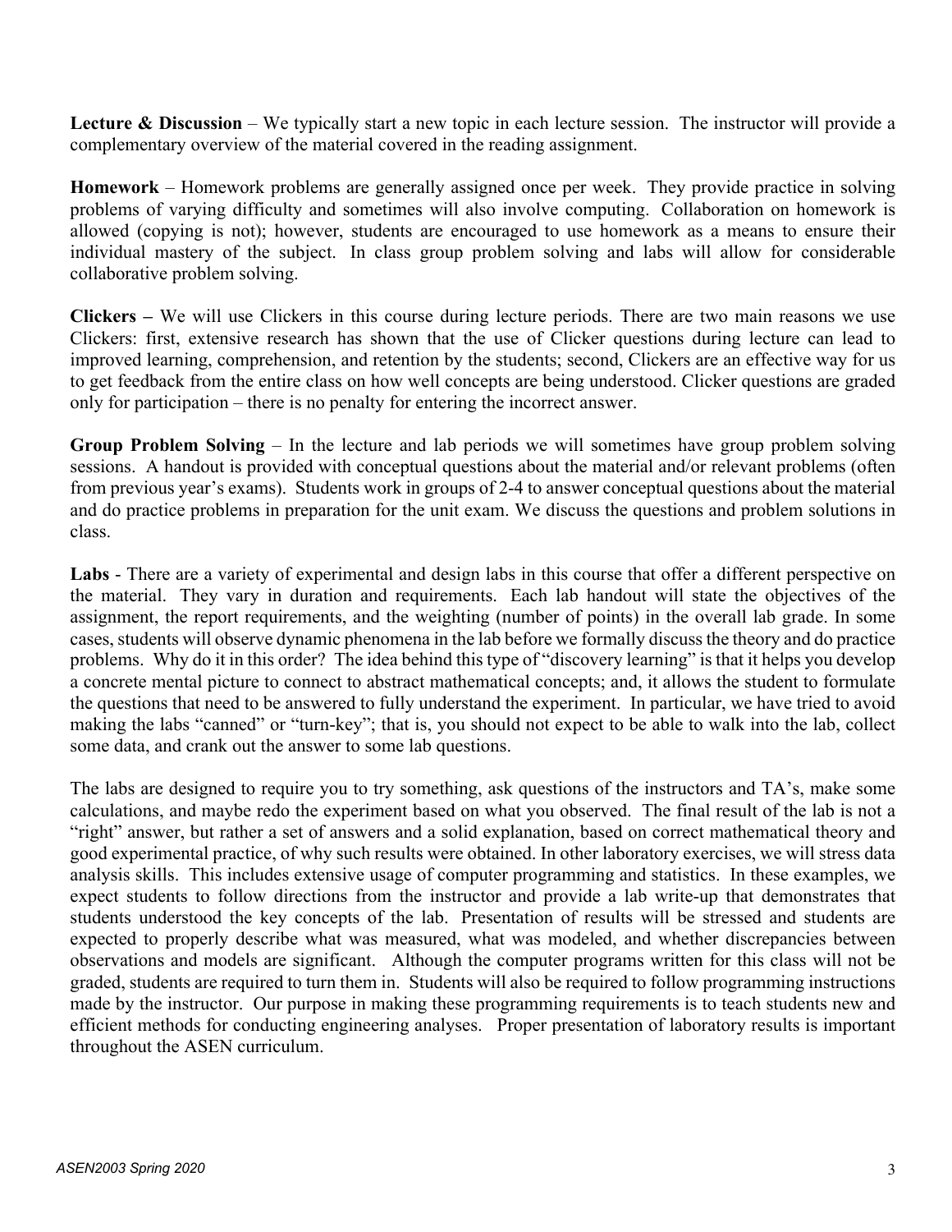**Lecture & Discussion** – We typically start a new topic in each lecture session. The instructor will provide a complementary overview of the material covered in the reading assignment.

**Homework** – Homework problems are generally assigned once per week. They provide practice in solving problems of varying difficulty and sometimes will also involve computing. Collaboration on homework is allowed (copying is not); however, students are encouraged to use homework as a means to ensure their individual mastery of the subject. In class group problem solving and labs will allow for considerable collaborative problem solving.

**Clickers –** We will use Clickers in this course during lecture periods. There are two main reasons we use Clickers: first, extensive research has shown that the use of Clicker questions during lecture can lead to improved learning, comprehension, and retention by the students; second, Clickers are an effective way for us to get feedback from the entire class on how well concepts are being understood. Clicker questions are graded only for participation – there is no penalty for entering the incorrect answer.

**Group Problem Solving** – In the lecture and lab periods we will sometimes have group problem solving sessions. A handout is provided with conceptual questions about the material and/or relevant problems (often from previous year's exams). Students work in groups of 2-4 to answer conceptual questions about the material and do practice problems in preparation for the unit exam. We discuss the questions and problem solutions in class.

**Labs** - There are a variety of experimental and design labs in this course that offer a different perspective on the material. They vary in duration and requirements. Each lab handout will state the objectives of the assignment, the report requirements, and the weighting (number of points) in the overall lab grade. In some cases, students will observe dynamic phenomena in the lab before we formally discuss the theory and do practice problems. Why do it in this order? The idea behind this type of "discovery learning" is that it helps you develop a concrete mental picture to connect to abstract mathematical concepts; and, it allows the student to formulate the questions that need to be answered to fully understand the experiment. In particular, we have tried to avoid making the labs "canned" or "turn-key"; that is, you should not expect to be able to walk into the lab, collect some data, and crank out the answer to some lab questions.

The labs are designed to require you to try something, ask questions of the instructors and TA's, make some calculations, and maybe redo the experiment based on what you observed. The final result of the lab is not a "right" answer, but rather a set of answers and a solid explanation, based on correct mathematical theory and good experimental practice, of why such results were obtained. In other laboratory exercises, we will stress data analysis skills. This includes extensive usage of computer programming and statistics. In these examples, we expect students to follow directions from the instructor and provide a lab write-up that demonstrates that students understood the key concepts of the lab. Presentation of results will be stressed and students are expected to properly describe what was measured, what was modeled, and whether discrepancies between observations and models are significant. Although the computer programs written for this class will not be graded, students are required to turn them in. Students will also be required to follow programming instructions made by the instructor. Our purpose in making these programming requirements is to teach students new and efficient methods for conducting engineering analyses. Proper presentation of laboratory results is important throughout the ASEN curriculum.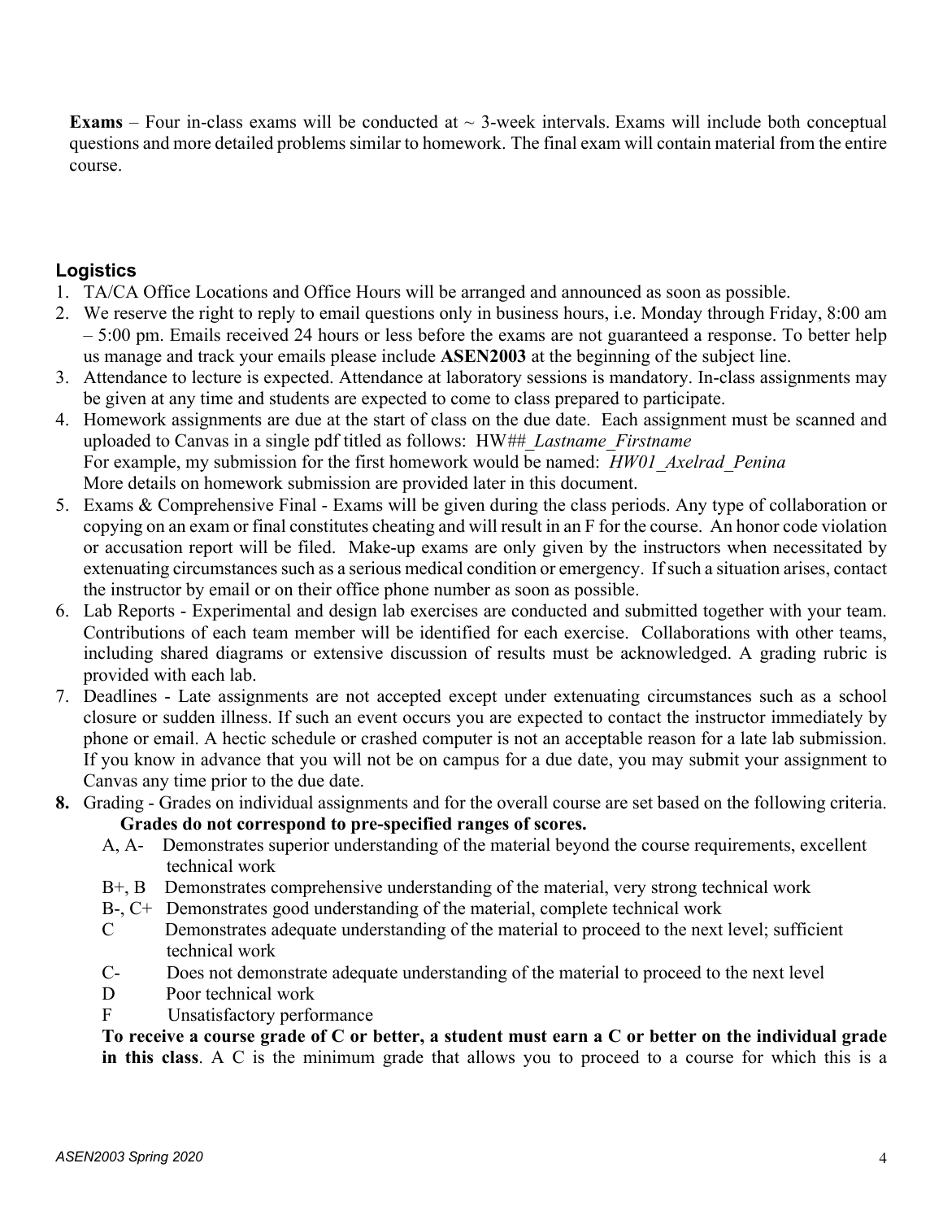**Exams** – Four in-class exams will be conducted at ~ 3-week intervals. Exams will include both conceptual questions and more detailed problems similar to homework. The final exam will contain material from the entire course.

## Logistics

1. TA/CA Office Locations and Office Hours will be arranged and announced as soon as possible.
2. We reserve the right to reply to email questions only in business hours, i.e. Monday through Friday, 8:00 am – 5:00 pm. Emails received 24 hours or less before the exams are not guaranteed a response. To better help us manage and track your emails please include **ASEN2003** at the beginning of the subject line.
3. Attendance to lecture is expected. Attendance at laboratory sessions is mandatory. In-class assignments may be given at any time and students are expected to come to class prepared to participate.
4. Homework assignments are due at the start of class on the due date. Each assignment must be scanned and uploaded to Canvas in a single pdf titled as follows: HW##_*Lastname_Firstname*
   For example, my submission for the first homework would be named: *HW01_Axelrad_Penina*
   More details on homework submission are provided later in this document.
5. Exams & Comprehensive Final - Exams will be given during the class periods. Any type of collaboration or copying on an exam or final constitutes cheating and will result in an F for the course. An honor code violation or accusation report will be filed. Make-up exams are only given by the instructors when necessitated by extenuating circumstances such as a serious medical condition or emergency. If such a situation arises, contact the instructor by email or on their office phone number as soon as possible.
6. Lab Reports - Experimental and design lab exercises are conducted and submitted together with your team. Contributions of each team member will be identified for each exercise. Collaborations with other teams, including shared diagrams or extensive discussion of results must be acknowledged. A grading rubric is provided with each lab.
7. Deadlines - Late assignments are not accepted except under extenuating circumstances such as a school closure or sudden illness. If such an event occurs you are expected to contact the instructor immediately by phone or email. A hectic schedule or crashed computer is not an acceptable reason for a late lab submission. If you know in advance that you will not be on campus for a due date, you may submit your assignment to Canvas any time prior to the due date.
8. Grading - Grades on individual assignments and for the overall course are set based on the following criteria.
   **Grades do not correspond to pre-specified ranges of scores.**
   - A, A- Demonstrates superior understanding of the material beyond the course requirements, excellent technical work
   - B+, B Demonstrates comprehensive understanding of the material, very strong technical work
   - B-, C+ Demonstrates good understanding of the material, complete technical work
   - C Demonstrates adequate understanding of the material to proceed to the next level; sufficient technical work
   - C- Does not demonstrate adequate understanding of the material to proceed to the next level
   - D Poor technical work
   - F Unsatisfactory performance

   **To receive a course grade of C or better, a student must earn a C or better on the individual grade in this class**. A C is the minimum grade that allows you to proceed to a course for which this is a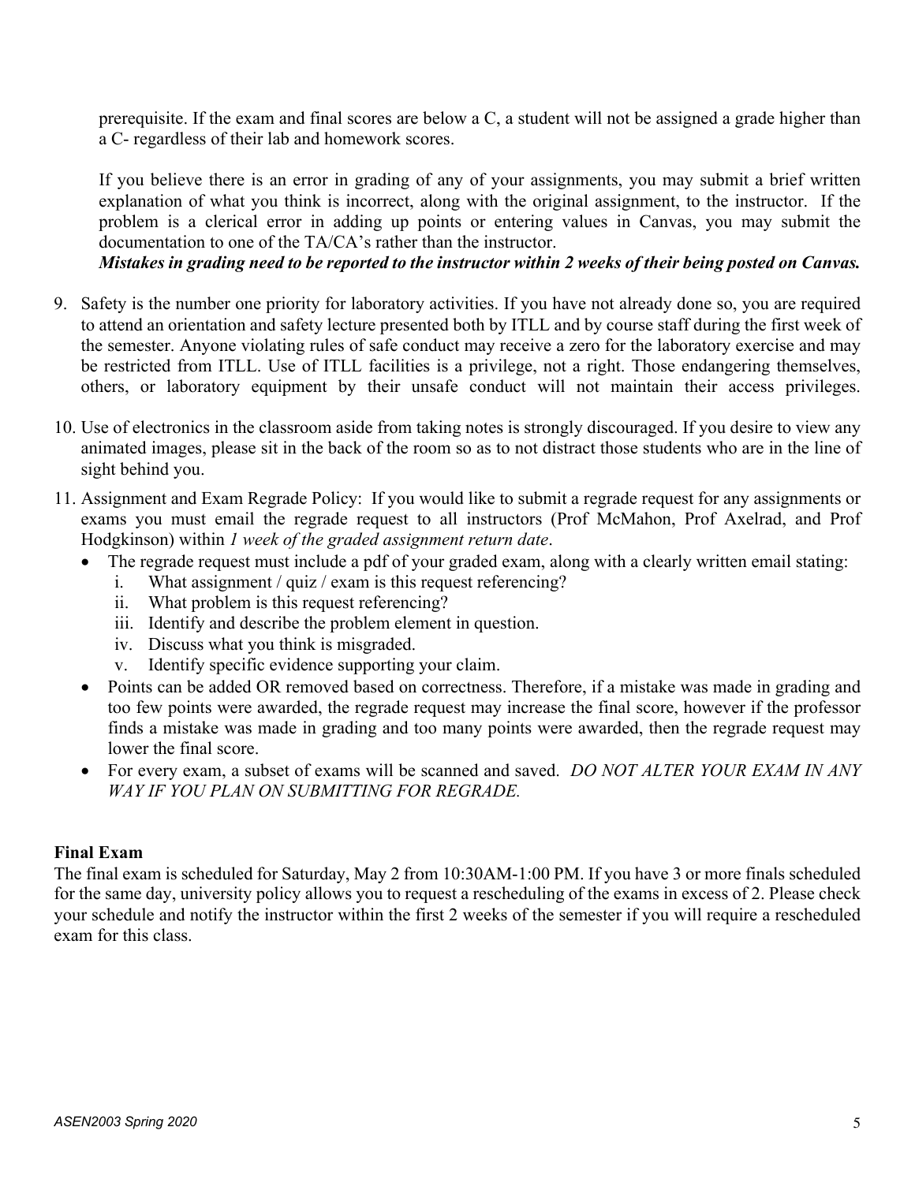prerequisite. If the exam and final scores are below a C, a student will not be assigned a grade higher than a C- regardless of their lab and homework scores.

If you believe there is an error in grading of any of your assignments, you may submit a brief written explanation of what you think is incorrect, along with the original assignment, to the instructor. If the problem is a clerical error in adding up points or entering values in Canvas, you may submit the documentation to one of the TA/CA's rather than the instructor.
***Mistakes in grading need to be reported to the instructor within 2 weeks of their being posted on Canvas.***

9. Safety is the number one priority for laboratory activities. If you have not already done so, you are required to attend an orientation and safety lecture presented both by ITLL and by course staff during the first week of the semester. Anyone violating rules of safe conduct may receive a zero for the laboratory exercise and may be restricted from ITLL. Use of ITLL facilities is a privilege, not a right. Those endangering themselves, others, or laboratory equipment by their unsafe conduct will not maintain their access privileges.

10. Use of electronics in the classroom aside from taking notes is strongly discouraged. If you desire to view any animated images, please sit in the back of the room so as to not distract those students who are in the line of sight behind you.

11. Assignment and Exam Regrade Policy: If you would like to submit a regrade request for any assignments or exams you must email the regrade request to all instructors (Prof McMahon, Prof Axelrad, and Prof Hodgkinson) within *1 week of the graded assignment return date*.
    - The regrade request must include a pdf of your graded exam, along with a clearly written email stating:
        i. What assignment / quiz / exam is this request referencing?
        ii. What problem is this request referencing?
        iii. Identify and describe the problem element in question.
        iv. Discuss what you think is misgraded.
        v. Identify specific evidence supporting your claim.
    - Points can be added OR removed based on correctness. Therefore, if a mistake was made in grading and too few points were awarded, the regrade request may increase the final score, however if the professor finds a mistake was made in grading and too many points were awarded, then the regrade request may lower the final score.
    - For every exam, a subset of exams will be scanned and saved. *DO NOT ALTER YOUR EXAM IN ANY WAY IF YOU PLAN ON SUBMITTING FOR REGRADE.*

**Final Exam**

The final exam is scheduled for Saturday, May 2 from 10:30AM-1:00 PM. If you have 3 or more finals scheduled for the same day, university policy allows you to request a rescheduling of the exams in excess of 2. Please check your schedule and notify the instructor within the first 2 weeks of the semester if you will require a rescheduled exam for this class.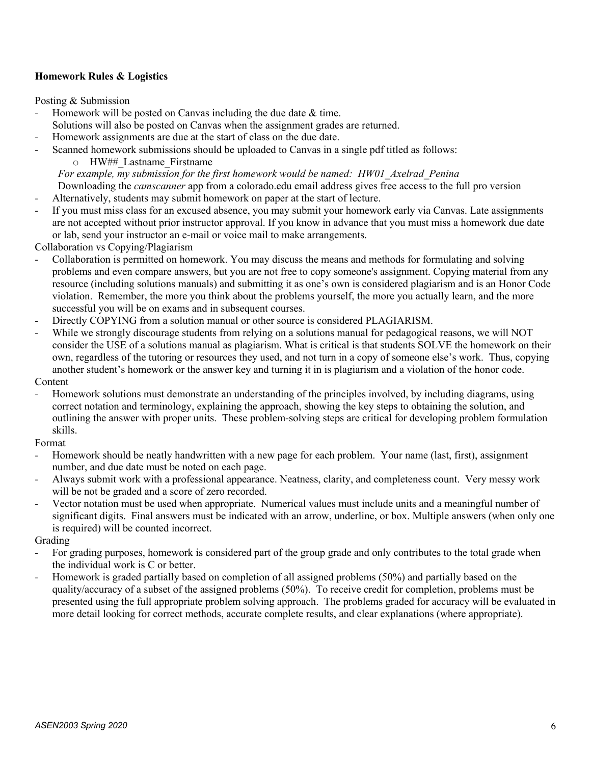**Homework Rules & Logistics**

Posting & Submission

- Homework will be posted on Canvas including the due date & time.
  Solutions will also be posted on Canvas when the assignment grades are returned.
- Homework assignments are due at the start of class on the due date.
- Scanned homework submissions should be uploaded to Canvas in a single pdf titled as follows:
  - HW##_Lastname_Firstname

  *For example, my submission for the first homework would be named: HW01_Axelrad_Penina*
  Downloading the *camscanner* app from a colorado.edu email address gives free access to the full pro version
- Alternatively, students may submit homework on paper at the start of lecture.
- If you must miss class for an excused absence, you may submit your homework early via Canvas. Late assignments are not accepted without prior instructor approval. If you know in advance that you must miss a homework due date or lab, send your instructor an e-mail or voice mail to make arrangements.

Collaboration vs Copying/Plagiarism

- Collaboration is permitted on homework. You may discuss the means and methods for formulating and solving problems and even compare answers, but you are not free to copy someone's assignment. Copying material from any resource (including solutions manuals) and submitting it as one's own is considered plagiarism and is an Honor Code violation. Remember, the more you think about the problems yourself, the more you actually learn, and the more successful you will be on exams and in subsequent courses.
- Directly COPYING from a solution manual or other source is considered PLAGIARISM.
- While we strongly discourage students from relying on a solutions manual for pedagogical reasons, we will NOT consider the USE of a solutions manual as plagiarism. What is critical is that students SOLVE the homework on their own, regardless of the tutoring or resources they used, and not turn in a copy of someone else's work. Thus, copying another student's homework or the answer key and turning it in is plagiarism and a violation of the honor code.

Content

- Homework solutions must demonstrate an understanding of the principles involved, by including diagrams, using correct notation and terminology, explaining the approach, showing the key steps to obtaining the solution, and outlining the answer with proper units. These problem-solving steps are critical for developing problem formulation skills.

Format

- Homework should be neatly handwritten with a new page for each problem. Your name (last, first), assignment number, and due date must be noted on each page.
- Always submit work with a professional appearance. Neatness, clarity, and completeness count. Very messy work will be not be graded and a score of zero recorded.
- Vector notation must be used when appropriate. Numerical values must include units and a meaningful number of significant digits. Final answers must be indicated with an arrow, underline, or box. Multiple answers (when only one is required) will be counted incorrect.

Grading

- For grading purposes, homework is considered part of the group grade and only contributes to the total grade when the individual work is C or better.
- Homework is graded partially based on completion of all assigned problems (50%) and partially based on the quality/accuracy of a subset of the assigned problems (50%). To receive credit for completion, problems must be presented using the full appropriate problem solving approach. The problems graded for accuracy will be evaluated in more detail looking for correct methods, accurate complete results, and clear explanations (where appropriate).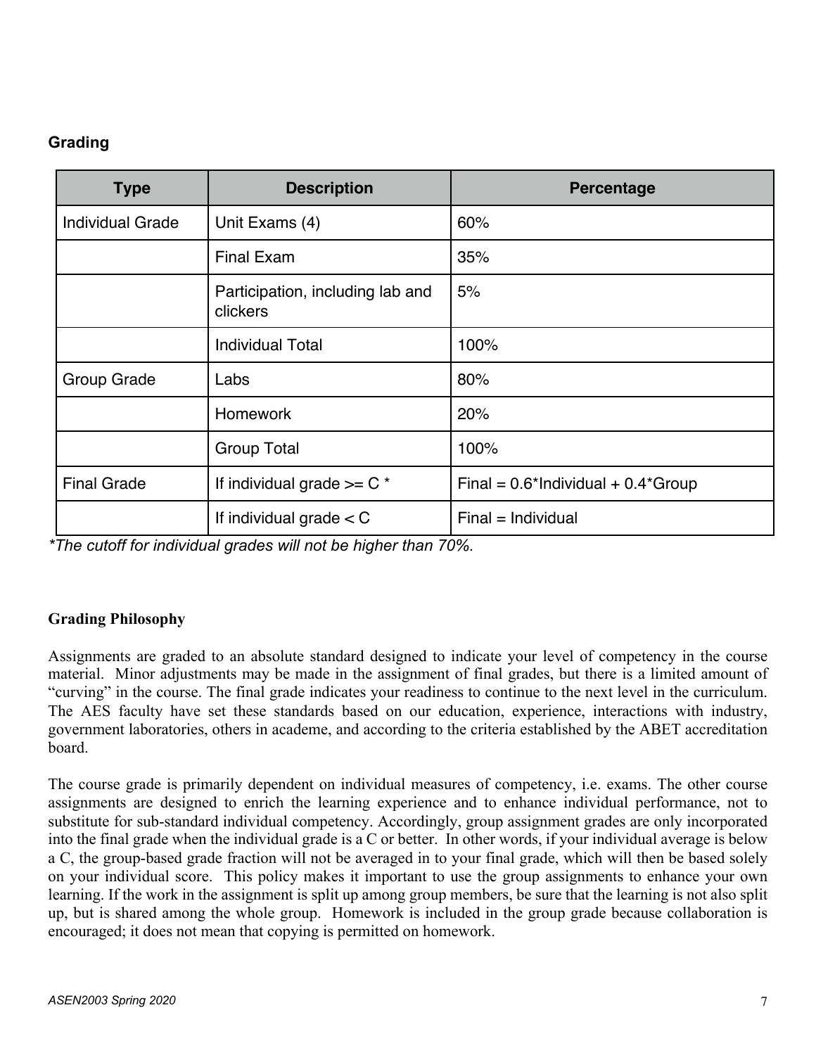## Grading

| Type | Description | Percentage |
|---|---|---|
| Individual Grade | Unit Exams (4) | 60% |
| | Final Exam | 35% |
| | Participation, including lab and clickers | 5% |
| | Individual Total | 100% |
| Group Grade | Labs | 80% |
| | Homework | 20% |
| | Group Total | 100% |
| Final Grade | If individual grade >= C * | Final = 0.6*Individual + 0.4*Group |
| | If individual grade < C | Final = Individual |

*\*The cutoff for individual grades will not be higher than 70%.*

## Grading Philosophy

Assignments are graded to an absolute standard designed to indicate your level of competency in the course material. Minor adjustments may be made in the assignment of final grades, but there is a limited amount of "curving" in the course. The final grade indicates your readiness to continue to the next level in the curriculum. The AES faculty have set these standards based on our education, experience, interactions with industry, government laboratories, others in academe, and according to the criteria established by the ABET accreditation board.

The course grade is primarily dependent on individual measures of competency, i.e. exams. The other course assignments are designed to enrich the learning experience and to enhance individual performance, not to substitute for sub-standard individual competency. Accordingly, group assignment grades are only incorporated into the final grade when the individual grade is a C or better. In other words, if your individual average is below a C, the group-based grade fraction will not be averaged in to your final grade, which will then be based solely on your individual score. This policy makes it important to use the group assignments to enhance your own learning. If the work in the assignment is split up among group members, be sure that the learning is not also split up, but is shared among the whole group. Homework is included in the group grade because collaboration is encouraged; it does not mean that copying is permitted on homework.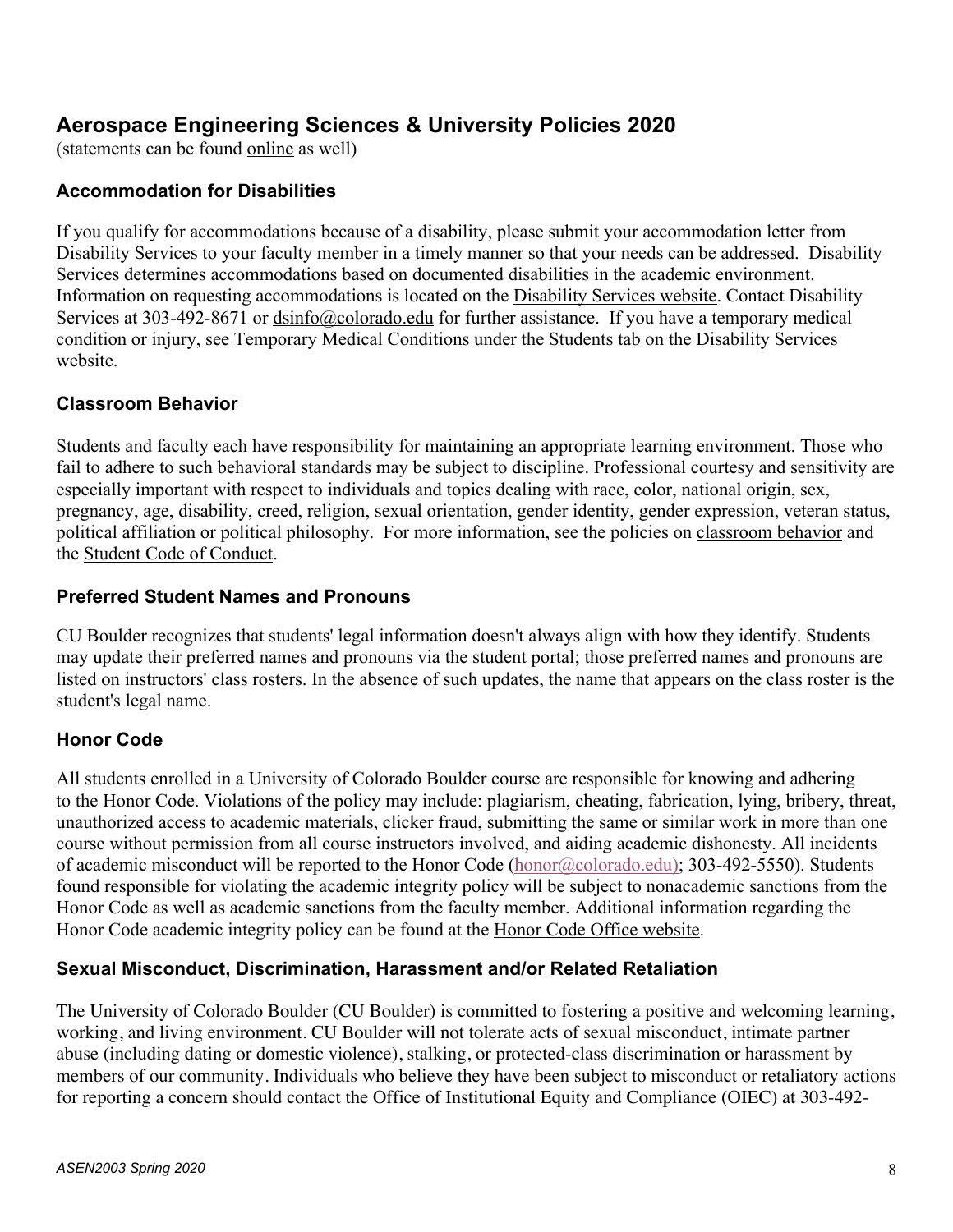## Aerospace Engineering Sciences & University Policies 2020

(statements can be found online as well)

### Accommodation for Disabilities

If you qualify for accommodations because of a disability, please submit your accommodation letter from Disability Services to your faculty member in a timely manner so that your needs can be addressed. Disability Services determines accommodations based on documented disabilities in the academic environment. Information on requesting accommodations is located on the Disability Services website. Contact Disability Services at 303-492-8671 or dsinfo@colorado.edu for further assistance. If you have a temporary medical condition or injury, see Temporary Medical Conditions under the Students tab on the Disability Services website.

### Classroom Behavior

Students and faculty each have responsibility for maintaining an appropriate learning environment. Those who fail to adhere to such behavioral standards may be subject to discipline. Professional courtesy and sensitivity are especially important with respect to individuals and topics dealing with race, color, national origin, sex, pregnancy, age, disability, creed, religion, sexual orientation, gender identity, gender expression, veteran status, political affiliation or political philosophy. For more information, see the policies on classroom behavior and the Student Code of Conduct.

### Preferred Student Names and Pronouns

CU Boulder recognizes that students' legal information doesn't always align with how they identify. Students may update their preferred names and pronouns via the student portal; those preferred names and pronouns are listed on instructors' class rosters. In the absence of such updates, the name that appears on the class roster is the student's legal name.

### Honor Code

All students enrolled in a University of Colorado Boulder course are responsible for knowing and adhering to the Honor Code. Violations of the policy may include: plagiarism, cheating, fabrication, lying, bribery, threat, unauthorized access to academic materials, clicker fraud, submitting the same or similar work in more than one course without permission from all course instructors involved, and aiding academic dishonesty. All incidents of academic misconduct will be reported to the Honor Code (honor@colorado.edu); 303-492-5550). Students found responsible for violating the academic integrity policy will be subject to nonacademic sanctions from the Honor Code as well as academic sanctions from the faculty member. Additional information regarding the Honor Code academic integrity policy can be found at the Honor Code Office website.

### Sexual Misconduct, Discrimination, Harassment and/or Related Retaliation

The University of Colorado Boulder (CU Boulder) is committed to fostering a positive and welcoming learning, working, and living environment. CU Boulder will not tolerate acts of sexual misconduct, intimate partner abuse (including dating or domestic violence), stalking, or protected-class discrimination or harassment by members of our community. Individuals who believe they have been subject to misconduct or retaliatory actions for reporting a concern should contact the Office of Institutional Equity and Compliance (OIEC) at 303-492-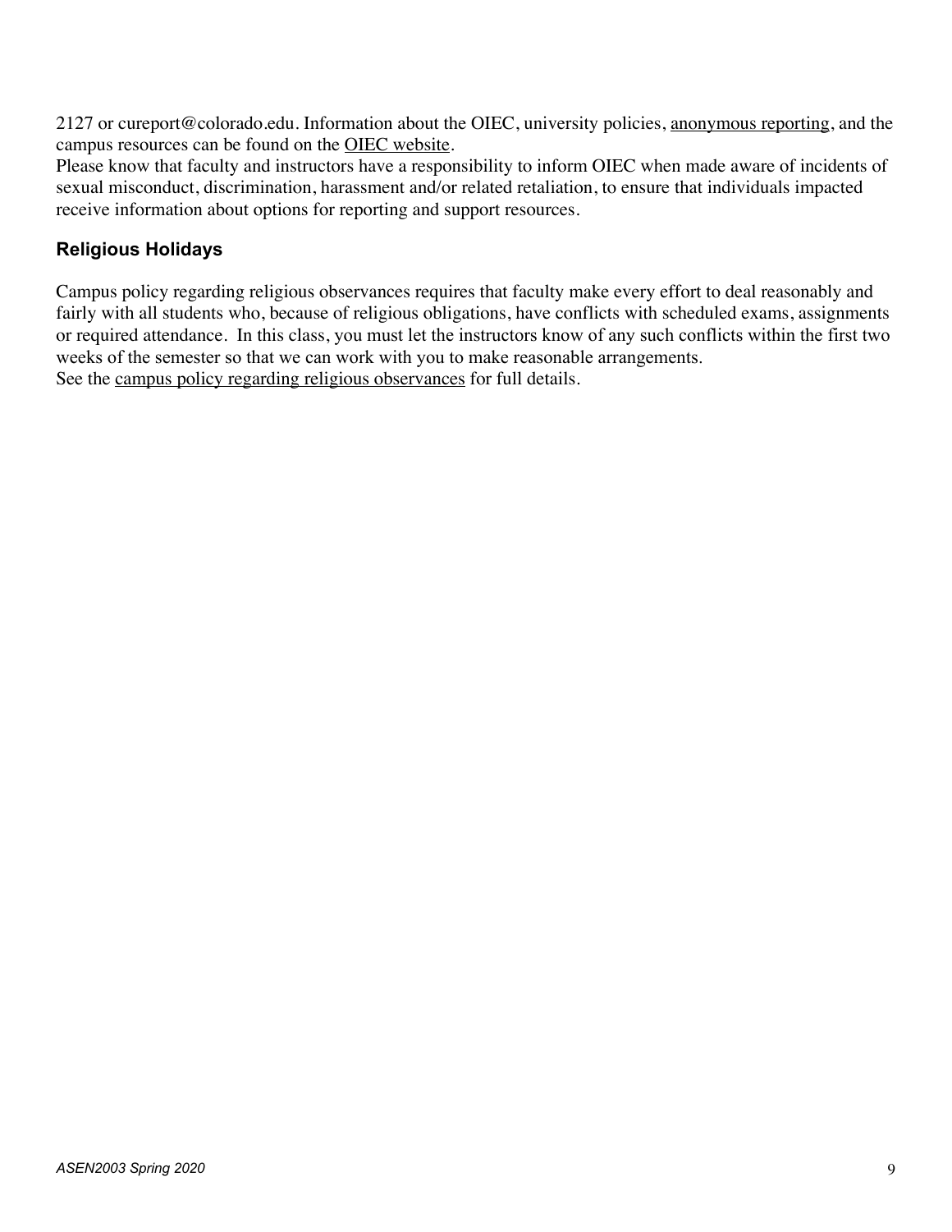2127 or cureport@colorado.edu. Information about the OIEC, university policies, anonymous reporting, and the campus resources can be found on the OIEC website.
Please know that faculty and instructors have a responsibility to inform OIEC when made aware of incidents of sexual misconduct, discrimination, harassment and/or related retaliation, to ensure that individuals impacted receive information about options for reporting and support resources.

### Religious Holidays

Campus policy regarding religious observances requires that faculty make every effort to deal reasonably and fairly with all students who, because of religious obligations, have conflicts with scheduled exams, assignments or required attendance. In this class, you must let the instructors know of any such conflicts within the first two weeks of the semester so that we can work with you to make reasonable arrangements.
See the campus policy regarding religious observances for full details.